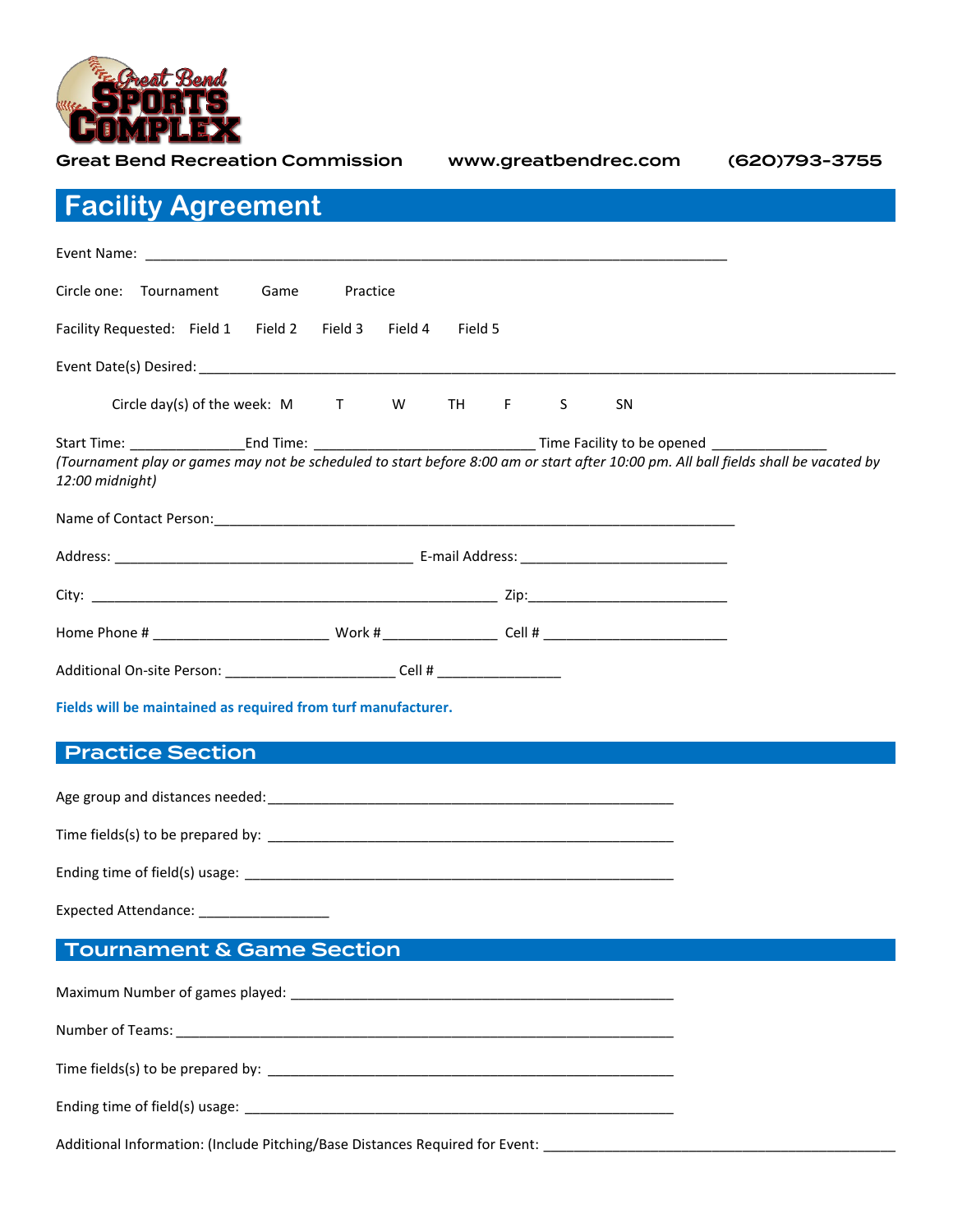Great Bend Sports Complex

Great Bend Recreation Commission www.greatbendrec.com (620)793-3755

# Facility Agreement

Event Name: ___________________________________________________________________________

Circle one: Tournament Game Practice

Facility Requested: Field 1 Field 2 Field 3 Field 4 Field 5

Event Date(s) Desired: ___________________________________________________________________________

Circle day(s) of the week: M T W TH F S SN

Start Time: _______________End Time: _____________________________ Time Facility to be opened _______________

*(Tournament play or games may not be scheduled to start before 8:00 am or start after 10:00 pm. All ball fields shall be vacated by 12:00 midnight)*

Name of Contact Person:____________________________________________________________________

Address: _______________________________________ E-mail Address: ___________________________

City: _____________________________________________________ Zip:__________________________

Home Phone # _______________________ Work #_______________ Cell # ________________________

Additional On-site Person: ______________________ Cell # ________________

**Fields will be maintained as required from turf manufacturer.**

## Practice Section

Age group and distances needed:___________________________________________________

Time fields(s) to be prepared by: __________________________________________________

Ending time of field(s) usage: ____________________________________________________

Expected Attendance: _________________

## Tournament & Game Section

Maximum Number of games played: ________________________________________________

Number of Teams: ______________________________________________________________

Time fields(s) to be prepared by: __________________________________________________

Ending time of field(s) usage: ____________________________________________________

Additional Information: (Include Pitching/Base Distances Required for Event: _______________________________________________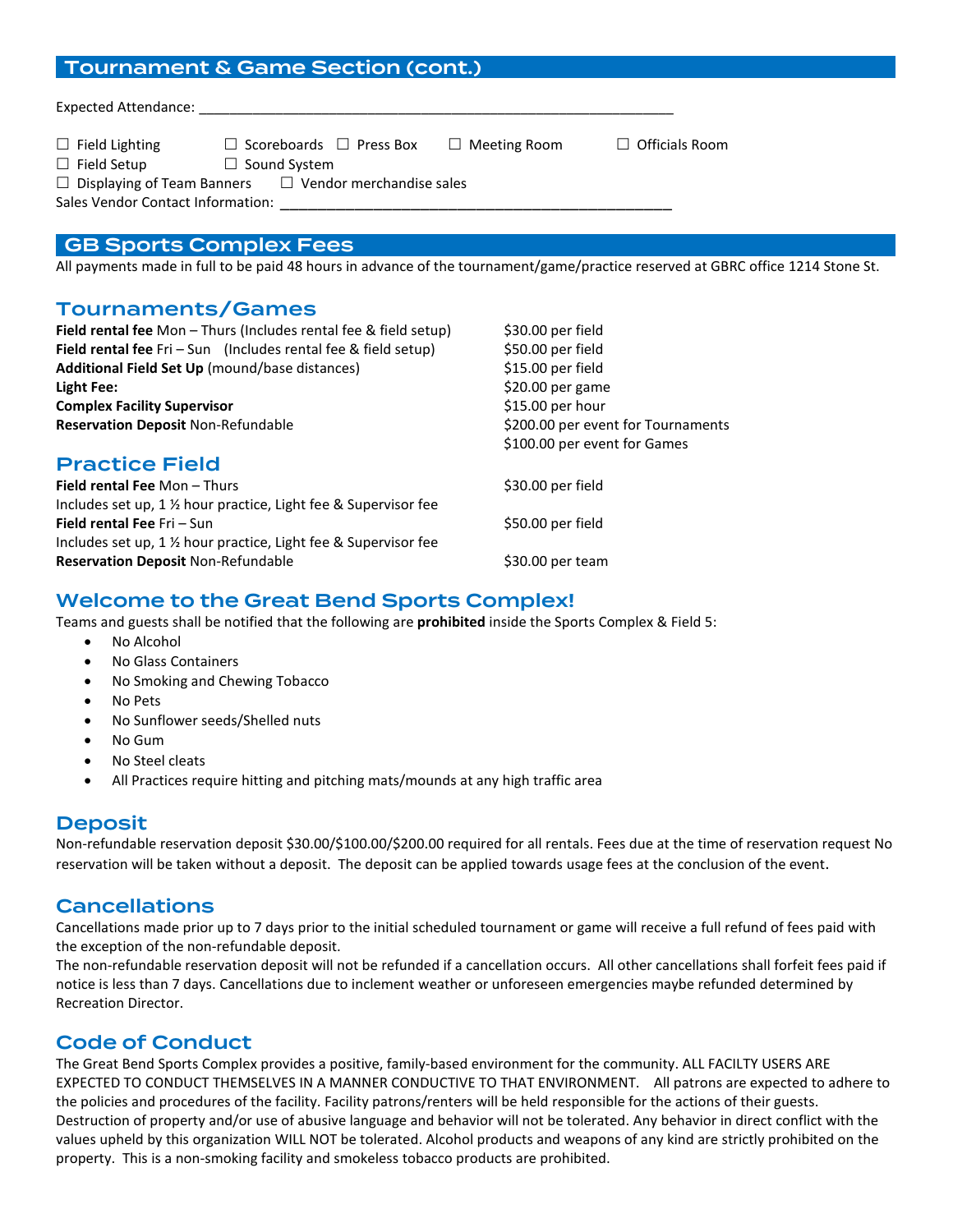## Tournament & Game Section (cont.)

Expected Attendance: ______________________________________________________________

☐ Field Lighting ☐ Scoreboards ☐ Press Box ☐ Meeting Room ☐ Officials Room
☐ Field Setup ☐ Sound System
☐ Displaying of Team Banners ☐ Vendor merchandise sales
Sales Vendor Contact Information: ___________________________________________________

## GB Sports Complex Fees

All payments made in full to be paid 48 hours in advance of the tournament/game/practice reserved at GBRC office 1214 Stone St.

### Tournaments/Games

| | |
|---|---|
| **Field rental fee** Mon – Thurs (Includes rental fee & field setup) | $30.00 per field |
| **Field rental fee** Fri – Sun (Includes rental fee & field setup) | $50.00 per field |
| **Additional Field Set Up** (mound/base distances) | $15.00 per field |
| **Light Fee:** | $20.00 per game |
| **Complex Facility Supervisor** | $15.00 per hour |
| **Reservation Deposit** Non-Refundable | $200.00 per event for Tournaments<br>$100.00 per event for Games |

### Practice Field

| | |
|---|---|
| **Field rental Fee** Mon – Thurs<br>Includes set up, 1 ½ hour practice, Light fee & Supervisor fee | $30.00 per field |
| **Field rental Fee** Fri – Sun<br>Includes set up, 1 ½ hour practice, Light fee & Supervisor fee | $50.00 per field |
| **Reservation Deposit** Non-Refundable | $30.00 per team |

### Welcome to the Great Bend Sports Complex!

Teams and guests shall be notified that the following are **prohibited** inside the Sports Complex & Field 5:

- No Alcohol
- No Glass Containers
- No Smoking and Chewing Tobacco
- No Pets
- No Sunflower seeds/Shelled nuts
- No Gum
- No Steel cleats
- All Practices require hitting and pitching mats/mounds at any high traffic area

### Deposit

Non-refundable reservation deposit $30.00/$100.00/$200.00 required for all rentals. Fees due at the time of reservation request No reservation will be taken without a deposit. The deposit can be applied towards usage fees at the conclusion of the event.

### Cancellations

Cancellations made prior up to 7 days prior to the initial scheduled tournament or game will receive a full refund of fees paid with the exception of the non-refundable deposit.
The non-refundable reservation deposit will not be refunded if a cancellation occurs. All other cancellations shall forfeit fees paid if notice is less than 7 days. Cancellations due to inclement weather or unforeseen emergencies maybe refunded determined by Recreation Director.

### Code of Conduct

The Great Bend Sports Complex provides a positive, family-based environment for the community. ALL FACILTY USERS ARE EXPECTED TO CONDUCT THEMSELVES IN A MANNER CONDUCTIVE TO THAT ENVIRONMENT. All patrons are expected to adhere to the policies and procedures of the facility. Facility patrons/renters will be held responsible for the actions of their guests. Destruction of property and/or use of abusive language and behavior will not be tolerated. Any behavior in direct conflict with the values upheld by this organization WILL NOT be tolerated. Alcohol products and weapons of any kind are strictly prohibited on the property. This is a non-smoking facility and smokeless tobacco products are prohibited.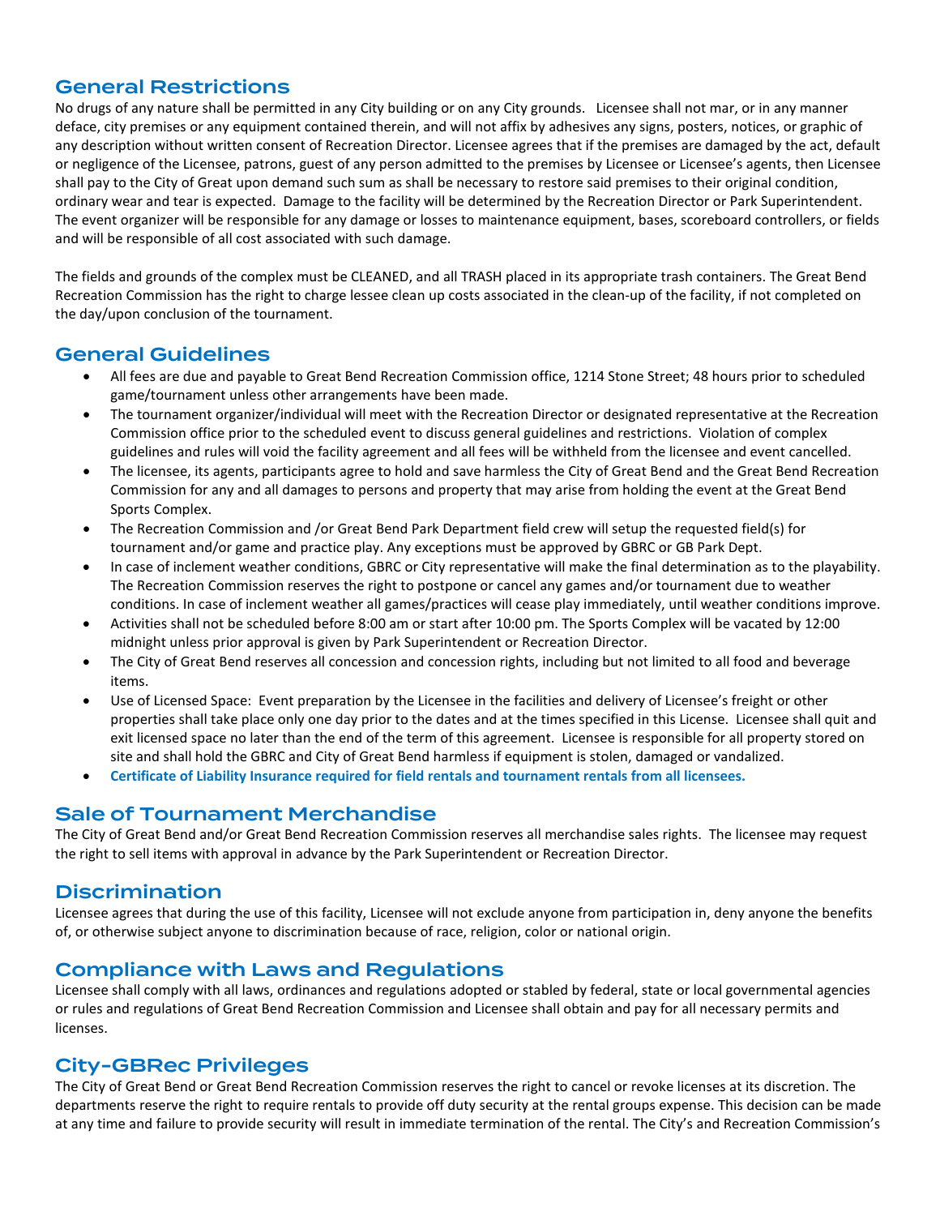## General Restrictions

No drugs of any nature shall be permitted in any City building or on any City grounds. Licensee shall not mar, or in any manner deface, city premises or any equipment contained therein, and will not affix by adhesives any signs, posters, notices, or graphic of any description without written consent of Recreation Director. Licensee agrees that if the premises are damaged by the act, default or negligence of the Licensee, patrons, guest of any person admitted to the premises by Licensee or Licensee's agents, then Licensee shall pay to the City of Great upon demand such sum as shall be necessary to restore said premises to their original condition, ordinary wear and tear is expected. Damage to the facility will be determined by the Recreation Director or Park Superintendent. The event organizer will be responsible for any damage or losses to maintenance equipment, bases, scoreboard controllers, or fields and will be responsible of all cost associated with such damage.

The fields and grounds of the complex must be CLEANED, and all TRASH placed in its appropriate trash containers. The Great Bend Recreation Commission has the right to charge lessee clean up costs associated in the clean-up of the facility, if not completed on the day/upon conclusion of the tournament.

## General Guidelines

- All fees are due and payable to Great Bend Recreation Commission office, 1214 Stone Street; 48 hours prior to scheduled game/tournament unless other arrangements have been made.
- The tournament organizer/individual will meet with the Recreation Director or designated representative at the Recreation Commission office prior to the scheduled event to discuss general guidelines and restrictions. Violation of complex guidelines and rules will void the facility agreement and all fees will be withheld from the licensee and event cancelled.
- The licensee, its agents, participants agree to hold and save harmless the City of Great Bend and the Great Bend Recreation Commission for any and all damages to persons and property that may arise from holding the event at the Great Bend Sports Complex.
- The Recreation Commission and /or Great Bend Park Department field crew will setup the requested field(s) for tournament and/or game and practice play. Any exceptions must be approved by GBRC or GB Park Dept.
- In case of inclement weather conditions, GBRC or City representative will make the final determination as to the playability. The Recreation Commission reserves the right to postpone or cancel any games and/or tournament due to weather conditions. In case of inclement weather all games/practices will cease play immediately, until weather conditions improve.
- Activities shall not be scheduled before 8:00 am or start after 10:00 pm. The Sports Complex will be vacated by 12:00 midnight unless prior approval is given by Park Superintendent or Recreation Director.
- The City of Great Bend reserves all concession and concession rights, including but not limited to all food and beverage items.
- Use of Licensed Space: Event preparation by the Licensee in the facilities and delivery of Licensee's freight or other properties shall take place only one day prior to the dates and at the times specified in this License. Licensee shall quit and exit licensed space no later than the end of the term of this agreement. Licensee is responsible for all property stored on site and shall hold the GBRC and City of Great Bend harmless if equipment is stolen, damaged or vandalized.
- **Certificate of Liability Insurance required for field rentals and tournament rentals from all licensees.**

## Sale of Tournament Merchandise

The City of Great Bend and/or Great Bend Recreation Commission reserves all merchandise sales rights. The licensee may request the right to sell items with approval in advance by the Park Superintendent or Recreation Director.

## Discrimination

Licensee agrees that during the use of this facility, Licensee will not exclude anyone from participation in, deny anyone the benefits of, or otherwise subject anyone to discrimination because of race, religion, color or national origin.

## Compliance with Laws and Regulations

Licensee shall comply with all laws, ordinances and regulations adopted or stabled by federal, state or local governmental agencies or rules and regulations of Great Bend Recreation Commission and Licensee shall obtain and pay for all necessary permits and licenses.

## City-GBRec Privileges

The City of Great Bend or Great Bend Recreation Commission reserves the right to cancel or revoke licenses at its discretion. The departments reserve the right to require rentals to provide off duty security at the rental groups expense. This decision can be made at any time and failure to provide security will result in immediate termination of the rental. The City's and Recreation Commission's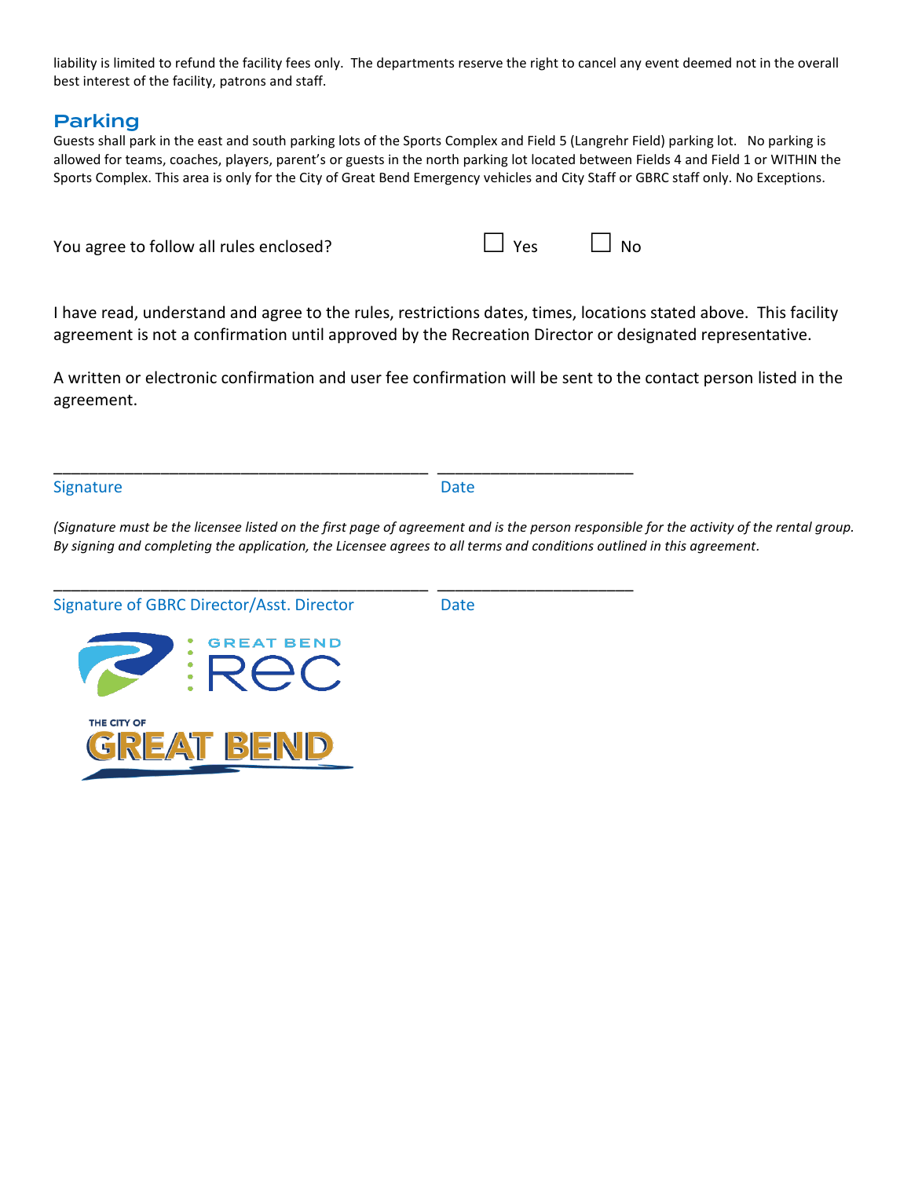liability is limited to refund the facility fees only. The departments reserve the right to cancel any event deemed not in the overall best interest of the facility, patrons and staff.

## Parking

Guests shall park in the east and south parking lots of the Sports Complex and Field 5 (Langrehr Field) parking lot. No parking is allowed for teams, coaches, players, parent's or guests in the north parking lot located between Fields 4 and Field 1 or WITHIN the Sports Complex. This area is only for the City of Great Bend Emergency vehicles and City Staff or GBRC staff only. No Exceptions.

You agree to follow all rules enclosed? ☐ Yes ☐ No

I have read, understand and agree to the rules, restrictions dates, times, locations stated above. This facility agreement is not a confirmation until approved by the Recreation Director or designated representative.

A written or electronic confirmation and user fee confirmation will be sent to the contact person listed in the agreement.

\_\_\_\_\_\_\_\_\_\_\_\_\_\_\_\_\_\_\_\_\_\_\_\_\_\_\_\_\_\_\_\_\_\_\_\_\_\_\_\_\_\_\_\_ \_\_\_\_\_\_\_\_\_\_\_\_\_\_\_\_\_\_\_\_\_\_\_\_

Signature Date

*(Signature must be the licensee listed on the first page of agreement and is the person responsible for the activity of the rental group. By signing and completing the application, the Licensee agrees to all terms and conditions outlined in this agreement.*

\_\_\_\_\_\_\_\_\_\_\_\_\_\_\_\_\_\_\_\_\_\_\_\_\_\_\_\_\_\_\_\_\_\_\_\_\_\_\_\_\_\_\_\_ \_\_\_\_\_\_\_\_\_\_\_\_\_\_\_\_\_\_\_\_\_\_\_\_

Signature of GBRC Director/Asst. Director Date

GREAT BEND REC

THE CITY OF GREAT BEND